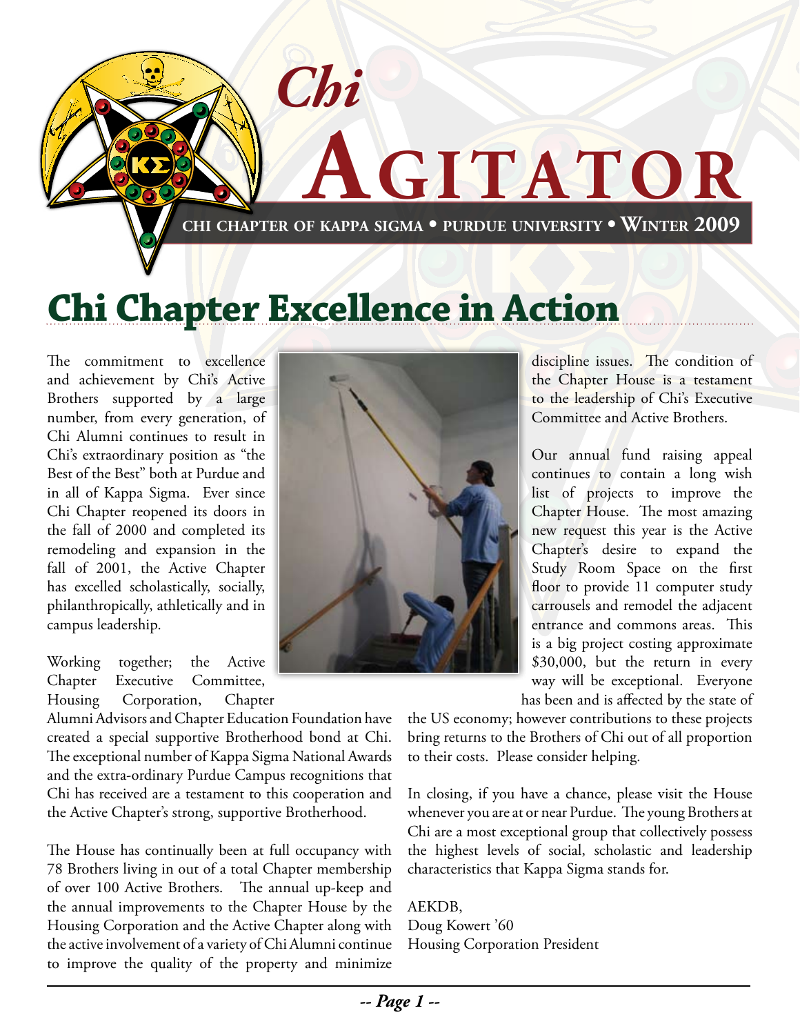# Chi Agitator

**CHI CHAPTER OF KAPPA SIGMA • PURDUE UNIVERSITY • WINTER 2009**

## Chi Chapter Excellence in Action

The commitment to excellence and achievement by Chi's Active Brothers supported by a large number, from every generation, of Chi Alumni continues to result in Chi's extraordinary position as "the Best of the Best" both at Purdue and in all of Kappa Sigma. Ever since Chi Chapter reopened its doors in the fall of 2000 and completed its remodeling and expansion in the fall of 2001, the Active Chapter has excelled scholastically, socially, philanthropically, athletically and in campus leadership.

Working together; the Active Chapter Executive Committee, Housing Corporation, Chapter Alumni Advisors and Chapter Education Foundation have created a special supportive Brotherhood bond at Chi. The exceptional number of Kappa Sigma National Awards and the extra-ordinary Purdue Campus recognitions that Chi has received are a testament to this cooperation and the Active Chapter's strong, supportive Brotherhood.

The House has continually been at full occupancy with 78 Brothers living in out of a total Chapter membership of over 100 Active Brothers. The annual up-keep and the annual improvements to the Chapter House by the Housing Corporation and the Active Chapter along with the active involvement of a variety of Chi Alumni continue to improve the quality of the property and minimize discipline issues. The condition of the Chapter House is a testament to the leadership of Chi's Executive Committee and Active Brothers.

Our annual fund raising appeal continues to contain a long wish list of projects to improve the Chapter House. The most amazing new request this year is the Active Chapter's desire to expand the Study Room Space on the first floor to provide 11 computer study carrousels and remodel the adjacent entrance and commons areas. This is a big project costing approximate $30,000, but the return in every way will be exceptional. Everyone has been and is affected by the state of the US economy; however contributions to these projects bring returns to the Brothers of Chi out of all proportion to their costs. Please consider helping.

In closing, if you have a chance, please visit the House whenever you are at or near Purdue. The young Brothers at Chi are a most exceptional group that collectively possess the highest levels of social, scholastic and leadership characteristics that Kappa Sigma stands for.

AEKDB,  
Doug Kowert '60  
Housing Corporation President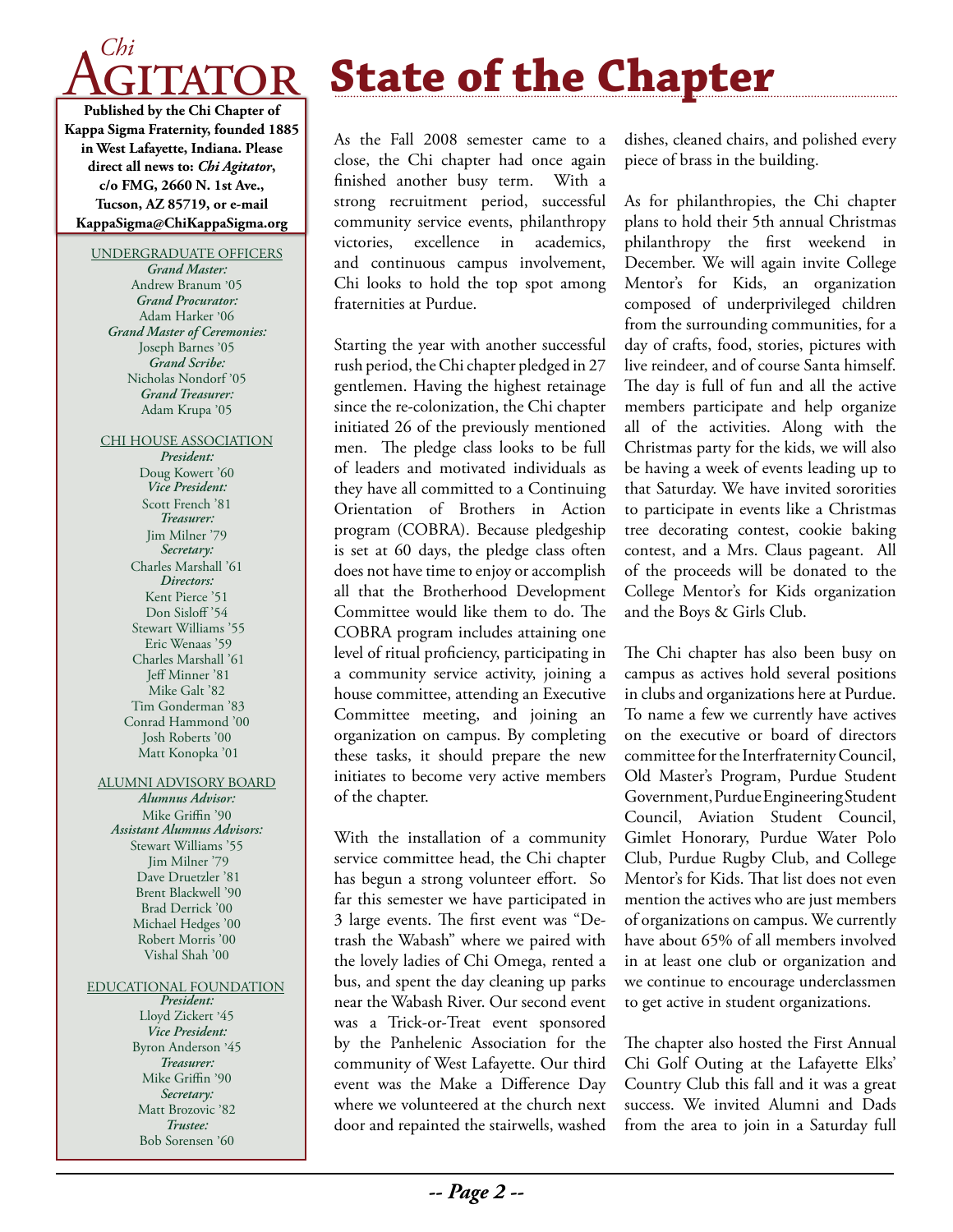# State of the Chapter

**Chi AGITATOR**

**Published by the Chi Chapter of Kappa Sigma Fraternity, founded 1885 in West Lafayette, Indiana. Please direct all news to: *Chi Agitator*, c/o FMG, 2660 N. 1st Ave., Tucson, AZ 85719, or e-mail KappaSigma@ChiKappaSigma.org**

UNDERGRADUATE OFFICERS

*Grand Master:*
Andrew Branum '05
*Grand Procurator:*
Adam Harker '06
*Grand Master of Ceremonies:*
Joseph Barnes '05
*Grand Scribe:*
Nicholas Nondorf '05
*Grand Treasurer:*
Adam Krupa '05

CHI HOUSE ASSOCIATION

*President:*
Doug Kowert '60
*Vice President:*
Scott French '81
*Treasurer:*
Jim Milner '79
*Secretary:*
Charles Marshall '61
*Directors:*
Kent Pierce '51
Don Sisloff '54
Stewart Williams '55
Eric Wenaas '59
Charles Marshall '61
Jeff Minner '81
Mike Galt '82
Tim Gonderman '83
Conrad Hammond '00
Josh Roberts '00
Matt Konopka '01

ALUMNI ADVISORY BOARD

*Alumnus Advisor:*
Mike Griffin '90
*Assistant Alumnus Advisors:*
Stewart Williams '55
Jim Milner '79
Dave Druetzler '81
Brent Blackwell '90
Brad Derrick '00
Michael Hedges '00
Robert Morris '00
Vishal Shah '00

EDUCATIONAL FOUNDATION

*President:*
Lloyd Zickert '45
*Vice President:*
Byron Anderson '45
*Treasurer:*
Mike Griffin '90
*Secretary:*
Matt Brozovic '82
*Trustee:*
Bob Sorensen '60

As the Fall 2008 semester came to a close, the Chi chapter had once again finished another busy term. With a strong recruitment period, successful community service events, philanthropy victories, excellence in academics, and continuous campus involvement, Chi looks to hold the top spot among fraternities at Purdue.

Starting the year with another successful rush period, the Chi chapter pledged in 27 gentlemen. Having the highest retainage since the re-colonization, the Chi chapter initiated 26 of the previously mentioned men. The pledge class looks to be full of leaders and motivated individuals as they have all committed to a Continuing Orientation of Brothers in Action program (COBRA). Because pledgeship is set at 60 days, the pledge class often does not have time to enjoy or accomplish all that the Brotherhood Development Committee would like them to do. The COBRA program includes attaining one level of ritual proficiency, participating in a community service activity, joining a house committee, attending an Executive Committee meeting, and joining an organization on campus. By completing these tasks, it should prepare the new initiates to become very active members of the chapter.

With the installation of a community service committee head, the Chi chapter has begun a strong volunteer effort. So far this semester we have participated in 3 large events. The first event was "De-trash the Wabash" where we paired with the lovely ladies of Chi Omega, rented a bus, and spent the day cleaning up parks near the Wabash River. Our second event was a Trick-or-Treat event sponsored by the Panhelenic Association for the community of West Lafayette. Our third event was the Make a Difference Day where we volunteered at the church next door and repainted the stairwells, washed dishes, cleaned chairs, and polished every piece of brass in the building.

As for philanthropies, the Chi chapter plans to hold their 5th annual Christmas philanthropy the first weekend in December. We will again invite College Mentor's for Kids, an organization composed of underprivileged children from the surrounding communities, for a day of crafts, food, stories, pictures with live reindeer, and of course Santa himself. The day is full of fun and all the active members participate and help organize all of the activities. Along with the Christmas party for the kids, we will also be having a week of events leading up to that Saturday. We have invited sororities to participate in events like a Christmas tree decorating contest, cookie baking contest, and a Mrs. Claus pageant. All of the proceeds will be donated to the College Mentor's for Kids organization and the Boys & Girls Club.

The Chi chapter has also been busy on campus as actives hold several positions in clubs and organizations here at Purdue. To name a few we currently have actives on the executive or board of directors committee for the Interfraternity Council, Old Master's Program, Purdue Student Government, Purdue Engineering Student Council, Aviation Student Council, Gimlet Honorary, Purdue Water Polo Club, Purdue Rugby Club, and College Mentor's for Kids. That list does not even mention the actives who are just members of organizations on campus. We currently have about 65% of all members involved in at least one club or organization and we continue to encourage underclassmen to get active in student organizations.

The chapter also hosted the First Annual Chi Golf Outing at the Lafayette Elks' Country Club this fall and it was a great success. We invited Alumni and Dads from the area to join in a Saturday full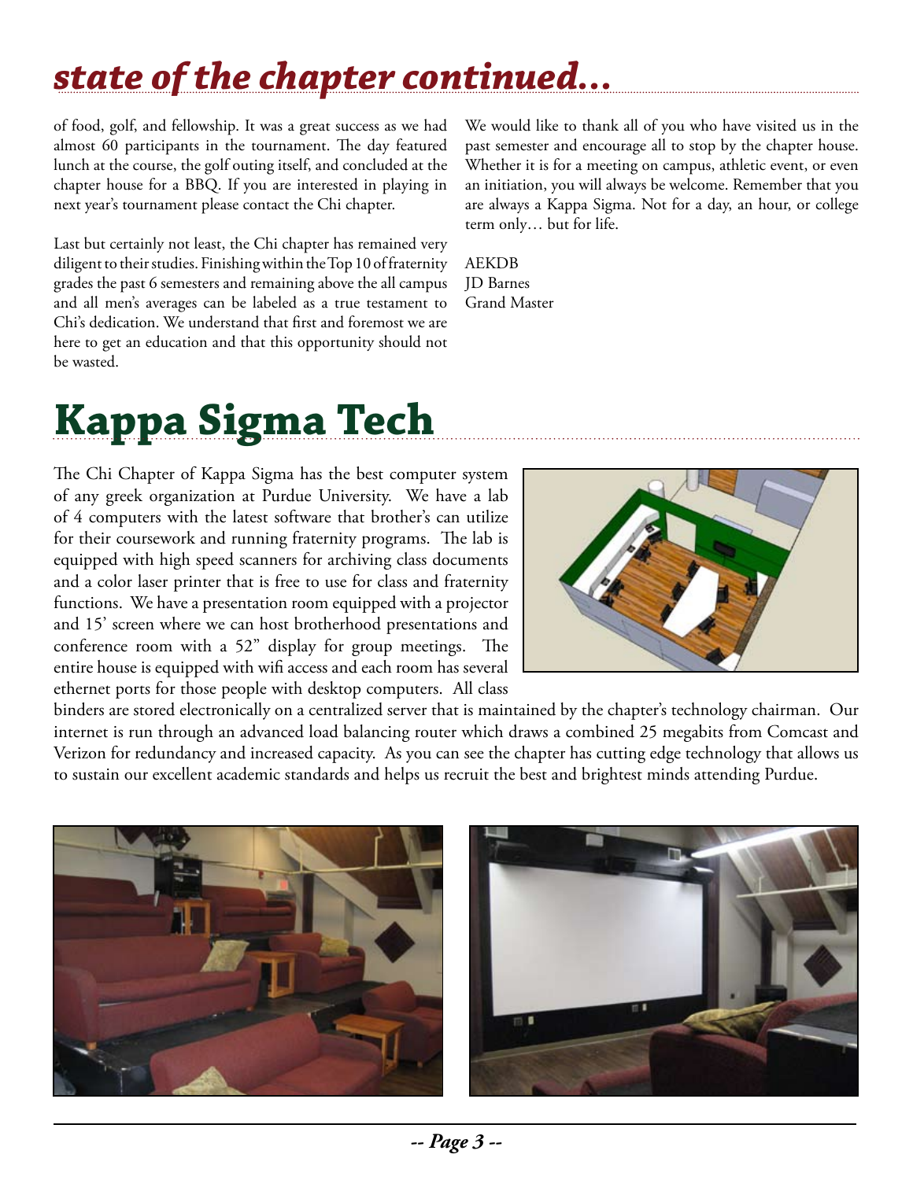## *state of the chapter continued…*

of food, golf, and fellowship. It was a great success as we had almost 60 participants in the tournament. The day featured lunch at the course, the golf outing itself, and concluded at the chapter house for a BBQ. If you are interested in playing in next year's tournament please contact the Chi chapter.

Last but certainly not least, the Chi chapter has remained very diligent to their studies. Finishing within the Top 10 of fraternity grades the past 6 semesters and remaining above the all campus and all men's averages can be labeled as a true testament to Chi's dedication. We understand that first and foremost we are here to get an education and that this opportunity should not be wasted.

We would like to thank all of you who have visited us in the past semester and encourage all to stop by the chapter house. Whether it is for a meeting on campus, athletic event, or even an initiation, you will always be welcome. Remember that you are always a Kappa Sigma. Not for a day, an hour, or college term only… but for life.

AEKDB
JD Barnes
Grand Master

# Kappa Sigma Tech

The Chi Chapter of Kappa Sigma has the best computer system of any greek organization at Purdue University. We have a lab of 4 computers with the latest software that brother's can utilize for their coursework and running fraternity programs. The lab is equipped with high speed scanners for archiving class documents and a color laser printer that is free to use for class and fraternity functions. We have a presentation room equipped with a projector and 15' screen where we can host brotherhood presentations and conference room with a 52" display for group meetings. The entire house is equipped with wifi access and each room has several ethernet ports for those people with desktop computers. All class binders are stored electronically on a centralized server that is maintained by the chapter's technology chairman. Our internet is run through an advanced load balancing router which draws a combined 25 megabits from Comcast and Verizon for redundancy and increased capacity. As you can see the chapter has cutting edge technology that allows us to sustain our excellent academic standards and helps us recruit the best and brightest minds attending Purdue.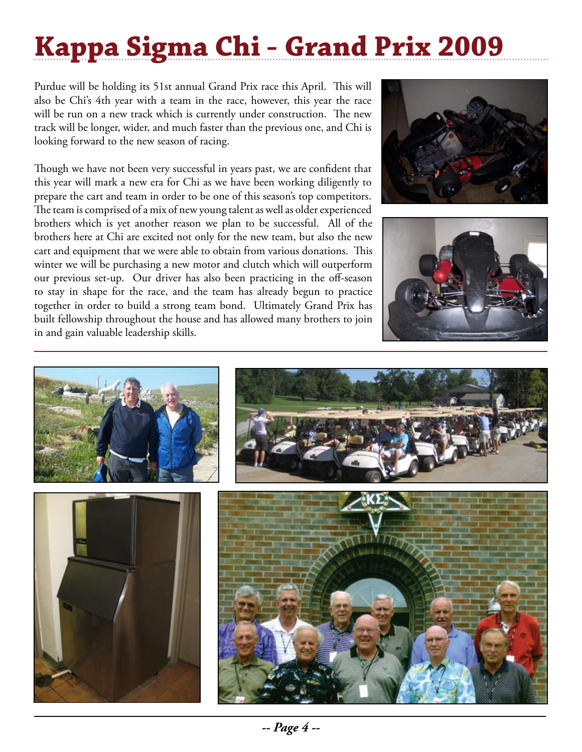# Kappa Sigma Chi - Grand Prix 2009

Purdue will be holding its 51st annual Grand Prix race this April. This will also be Chi's 4th year with a team in the race, however, this year the race will be run on a new track which is currently under construction. The new track will be longer, wider, and much faster than the previous one, and Chi is looking forward to the new season of racing.

Though we have not been very successful in years past, we are confident that this year will mark a new era for Chi as we have been working diligently to prepare the cart and team in order to be one of this season's top competitors. The team is comprised of a mix of new young talent as well as older experienced brothers which is yet another reason we plan to be successful. All of the brothers here at Chi are excited not only for the new team, but also the new cart and equipment that we were able to obtain from various donations. This winter we will be purchasing a new motor and clutch which will outperform our previous set-up. Our driver has also been practicing in the off-season to stay in shape for the race, and the team has already begun to practice together in order to build a strong team bond. Ultimately Grand Prix has built fellowship throughout the house and has allowed many brothers to join in and gain valuable leadership skills.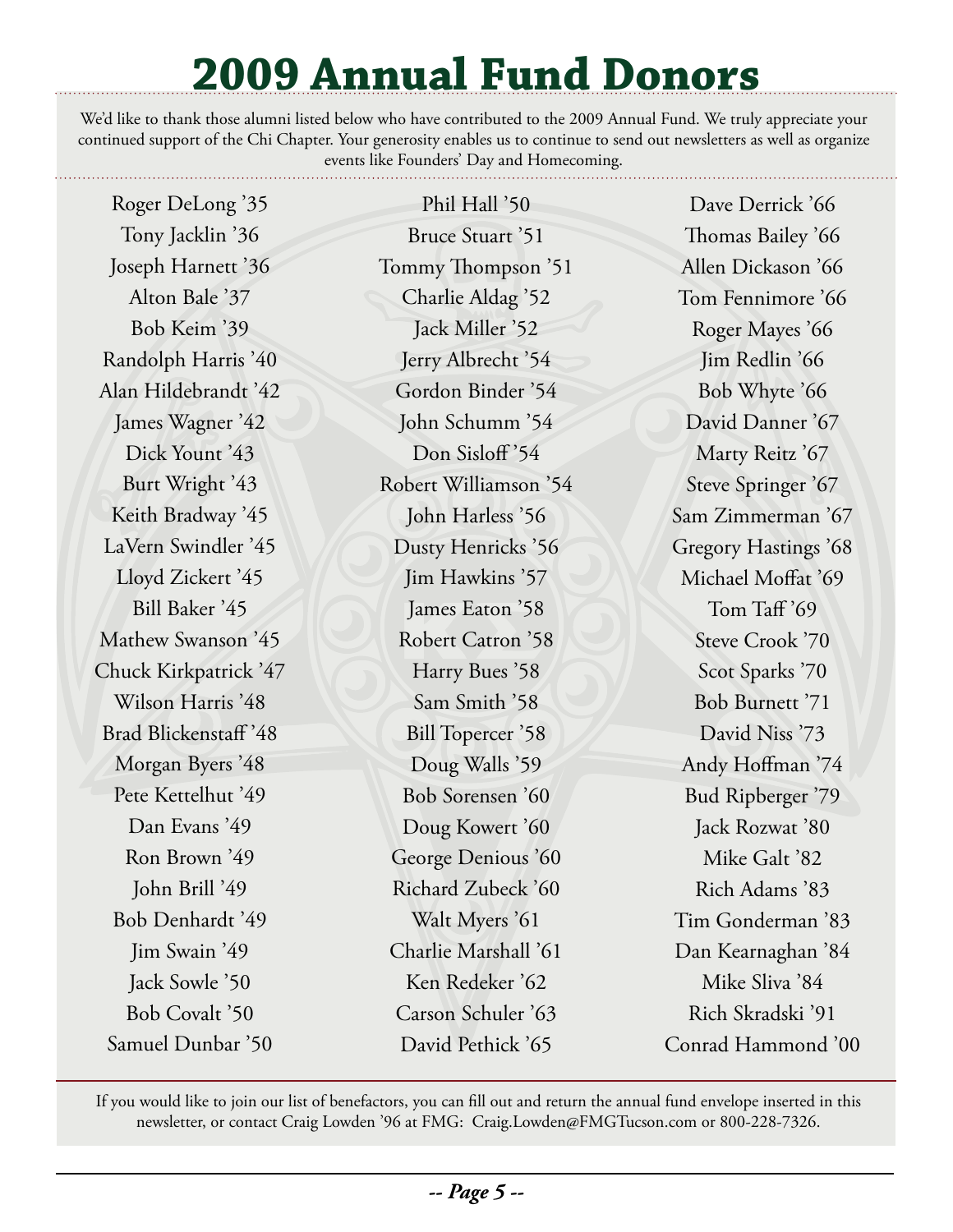# 2009 Annual Fund Donors

We'd like to thank those alumni listed below who have contributed to the 2009 Annual Fund. We truly appreciate your continued support of the Chi Chapter. Your generosity enables us to continue to send out newsletters as well as organize events like Founders' Day and Homecoming.

Roger DeLong '35
Tony Jacklin '36
Joseph Harnett '36
Alton Bale '37
Bob Keim '39
Randolph Harris '40
Alan Hildebrandt '42
James Wagner '42
Dick Yount '43
Burt Wright '43
Keith Bradway '45
LaVern Swindler '45
Lloyd Zickert '45
Bill Baker '45
Mathew Swanson '45
Chuck Kirkpatrick '47
Wilson Harris '48
Brad Blickenstaff '48
Morgan Byers '48
Pete Kettelhut '49
Dan Evans '49
Ron Brown '49
John Brill '49
Bob Denhardt '49
Jim Swain '49
Jack Sowle '50
Bob Covalt '50
Samuel Dunbar '50
Phil Hall '50
Bruce Stuart '51
Tommy Thompson '51
Charlie Aldag '52
Jack Miller '52
Jerry Albrecht '54
Gordon Binder '54
John Schumm '54
Don Sisloff '54
Robert Williamson '54
John Harless '56
Dusty Henricks '56
Jim Hawkins '57
James Eaton '58
Robert Catron '58
Harry Bues '58
Sam Smith '58
Bill Topercer '58
Doug Walls '59
Bob Sorensen '60
Doug Kowert '60
George Denious '60
Richard Zubeck '60
Walt Myers '61
Charlie Marshall '61
Ken Redeker '62
Carson Schuler '63
David Pethick '65
Dave Derrick '66
Thomas Bailey '66
Allen Dickason '66
Tom Fennimore '66
Roger Mayes '66
Jim Redlin '66
Bob Whyte '66
David Danner '67
Marty Reitz '67
Steve Springer '67
Sam Zimmerman '67
Gregory Hastings '68
Michael Moffat '69
Tom Taff '69
Steve Crook '70
Scot Sparks '70
Bob Burnett '71
David Niss '73
Andy Hoffman '74
Bud Ripberger '79
Jack Rozwat '80
Mike Galt '82
Rich Adams '83
Tim Gonderman '83
Dan Kearnaghan '84
Mike Sliva '84
Rich Skradski '91
Conrad Hammond '00

If you would like to join our list of benefactors, you can fill out and return the annual fund envelope inserted in this newsletter, or contact Craig Lowden '96 at FMG: Craig.Lowden@FMGTucson.com or 800-228-7326.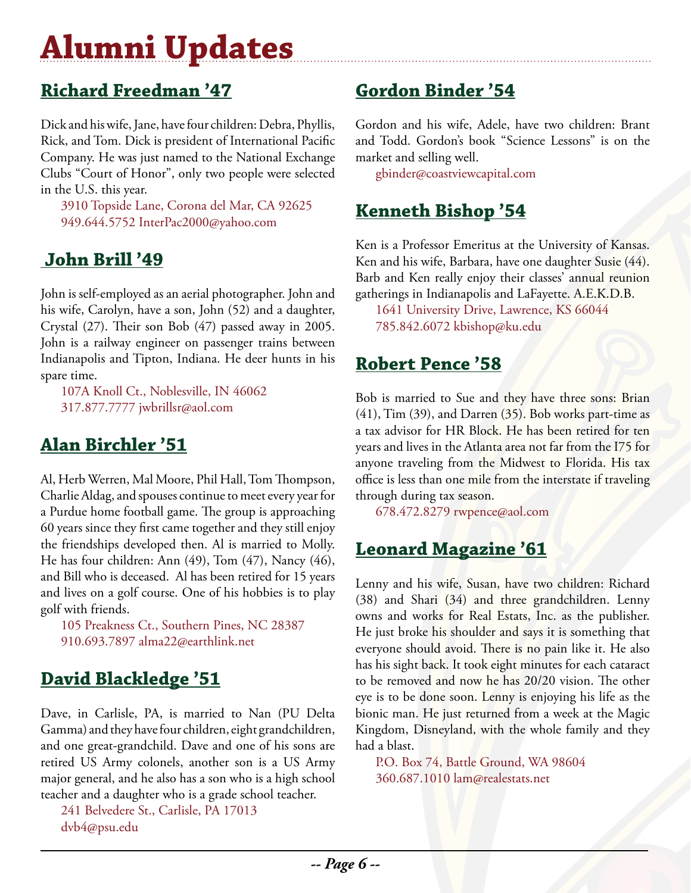# Alumni Updates

## Richard Freedman '47

Dick and his wife, Jane, have four children: Debra, Phyllis, Rick, and Tom. Dick is president of International Pacific Company. He was just named to the National Exchange Clubs "Court of Honor", only two people were selected in the U.S. this year.

3910 Topside Lane, Corona del Mar, CA 92625
949.644.5752 InterPac2000@yahoo.com

## John Brill '49

John is self-employed as an aerial photographer. John and his wife, Carolyn, have a son, John (52) and a daughter, Crystal (27). Their son Bob (47) passed away in 2005. John is a railway engineer on passenger trains between Indianapolis and Tipton, Indiana. He deer hunts in his spare time.

107A Knoll Ct., Noblesville, IN 46062
317.877.7777 jwbrillsr@aol.com

## Alan Birchler '51

Al, Herb Werren, Mal Moore, Phil Hall, Tom Thompson, Charlie Aldag, and spouses continue to meet every year for a Purdue home football game. The group is approaching 60 years since they first came together and they still enjoy the friendships developed then. Al is married to Molly. He has four children: Ann (49), Tom (47), Nancy (46), and Bill who is deceased. Al has been retired for 15 years and lives on a golf course. One of his hobbies is to play golf with friends.

105 Preakness Ct., Southern Pines, NC 28387
910.693.7897 alma22@earthlink.net

## David Blackledge '51

Dave, in Carlisle, PA, is married to Nan (PU Delta Gamma) and they have four children, eight grandchildren, and one great-grandchild. Dave and one of his sons are retired US Army colonels, another son is a US Army major general, and he also has a son who is a high school teacher and a daughter who is a grade school teacher.

241 Belvedere St., Carlisle, PA 17013
dvb4@psu.edu

## Gordon Binder '54

Gordon and his wife, Adele, have two children: Brant and Todd. Gordon's book "Science Lessons" is on the market and selling well.

gbinder@coastviewcapital.com

## Kenneth Bishop '54

Ken is a Professor Emeritus at the University of Kansas. Ken and his wife, Barbara, have one daughter Susie (44). Barb and Ken really enjoy their classes' annual reunion gatherings in Indianapolis and LaFayette. A.E.K.D.B.

1641 University Drive, Lawrence, KS 66044
785.842.6072 kbishop@ku.edu

## Robert Pence '58

Bob is married to Sue and they have three sons: Brian (41), Tim (39), and Darren (35). Bob works part-time as a tax advisor for HR Block. He has been retired for ten years and lives in the Atlanta area not far from the I75 for anyone traveling from the Midwest to Florida. His tax office is less than one mile from the interstate if traveling through during tax season.

678.472.8279 rwpence@aol.com

## Leonard Magazine '61

Lenny and his wife, Susan, have two children: Richard (38) and Shari (34) and three grandchildren. Lenny owns and works for Real Estats, Inc. as the publisher. He just broke his shoulder and says it is something that everyone should avoid. There is no pain like it. He also has his sight back. It took eight minutes for each cataract to be removed and now he has 20/20 vision. The other eye is to be done soon. Lenny is enjoying his life as the bionic man. He just returned from a week at the Magic Kingdom, Disneyland, with the whole family and they had a blast.

P.O. Box 74, Battle Ground, WA 98604
360.687.1010 lam@realestats.net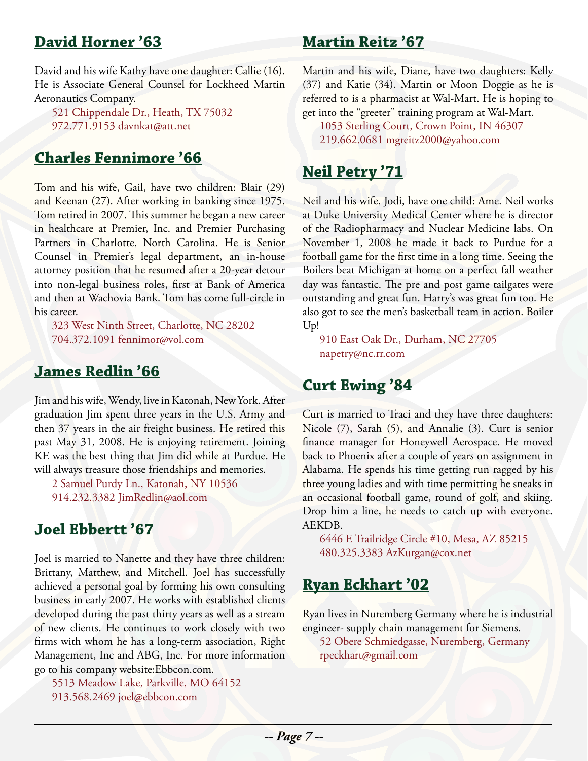## David Horner '63

David and his wife Kathy have one daughter: Callie (16). He is Associate General Counsel for Lockheed Martin Aeronautics Company.

521 Chippendale Dr., Heath, TX 75032
972.771.9153 davnkat@att.net

## Charles Fennimore '66

Tom and his wife, Gail, have two children: Blair (29) and Keenan (27). After working in banking since 1975, Tom retired in 2007. This summer he began a new career in healthcare at Premier, Inc. and Premier Purchasing Partners in Charlotte, North Carolina. He is Senior Counsel in Premier's legal department, an in-house attorney position that he resumed after a 20-year detour into non-legal business roles, first at Bank of America and then at Wachovia Bank. Tom has come full-circle in his career.

323 West Ninth Street, Charlotte, NC 28202
704.372.1091 fennimor@vol.com

## James Redlin '66

Jim and his wife, Wendy, live in Katonah, New York. After graduation Jim spent three years in the U.S. Army and then 37 years in the air freight business. He retired this past May 31, 2008. He is enjoying retirement. Joining KE was the best thing that Jim did while at Purdue. He will always treasure those friendships and memories.

2 Samuel Purdy Ln., Katonah, NY 10536
914.232.3382 JimRedlin@aol.com

## Joel Ebbertt '67

Joel is married to Nanette and they have three children: Brittany, Matthew, and Mitchell. Joel has successfully achieved a personal goal by forming his own consulting business in early 2007. He works with established clients developed during the past thirty years as well as a stream of new clients. He continues to work closely with two firms with whom he has a long-term association, Right Management, Inc and ABG, Inc. For more information go to his company website:Ebbcon.com.

5513 Meadow Lake, Parkville, MO 64152
913.568.2469 joel@ebbcon.com

## Martin Reitz '67

Martin and his wife, Diane, have two daughters: Kelly (37) and Katie (34). Martin or Moon Doggie as he is referred to is a pharmacist at Wal-Mart. He is hoping to get into the "greeter" training program at Wal-Mart.

1053 Sterling Court, Crown Point, IN 46307
219.662.0681 mgreitz2000@yahoo.com

## Neil Petry '71

Neil and his wife, Jodi, have one child: Ame. Neil works at Duke University Medical Center where he is director of the Radiopharmacy and Nuclear Medicine labs. On November 1, 2008 he made it back to Purdue for a football game for the first time in a long time. Seeing the Boilers beat Michigan at home on a perfect fall weather day was fantastic. The pre and post game tailgates were outstanding and great fun. Harry's was great fun too. He also got to see the men's basketball team in action. Boiler Up!

910 East Oak Dr., Durham, NC 27705
napetry@nc.rr.com

## Curt Ewing '84

Curt is married to Traci and they have three daughters: Nicole (7), Sarah (5), and Annalie (3). Curt is senior finance manager for Honeywell Aerospace. He moved back to Phoenix after a couple of years on assignment in Alabama. He spends his time getting run ragged by his three young ladies and with time permitting he sneaks in an occasional football game, round of golf, and skiing. Drop him a line, he needs to catch up with everyone. AEKDB.

6446 E Trailridge Circle #10, Mesa, AZ 85215
480.325.3383 AzKurgan@cox.net

## Ryan Eckhart '02

Ryan lives in Nuremberg Germany where he is industrial engineer- supply chain management for Siemens.

52 Obere Schmiedgasse, Nuremberg, Germany
rpeckhart@gmail.com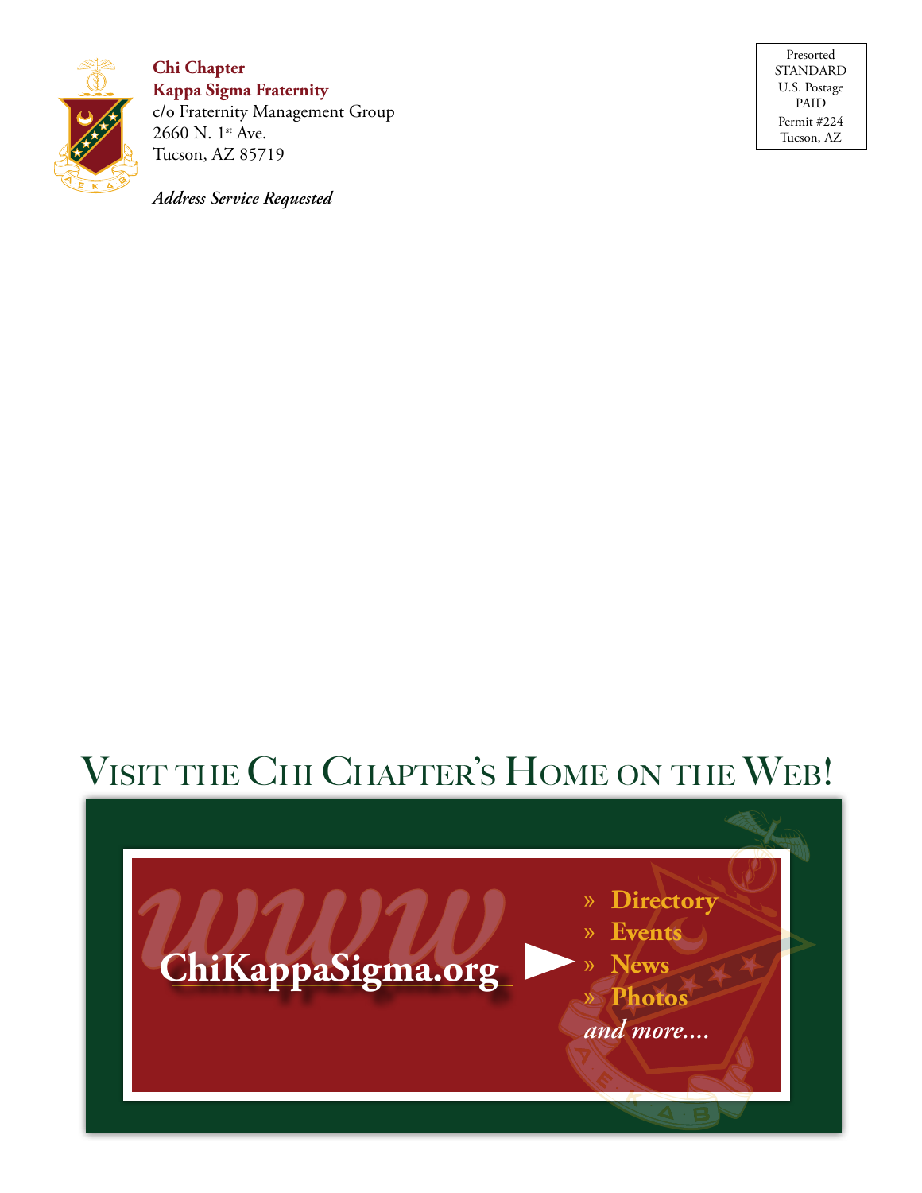**Chi Chapter**
**Kappa Sigma Fraternity**
c/o Fraternity Management Group
2660 N. 1st Ave.
Tucson, AZ 85719

***Address Service Requested***

Presorted
STANDARD
U.S. Postage
PAID
Permit #224
Tucson, AZ

# Visit the Chi Chapter's Home on the Web!

www

**ChiKappaSigma.org**

- » **Directory**
- » **Events**
- » **News**
- » **Photos**

*and more....*